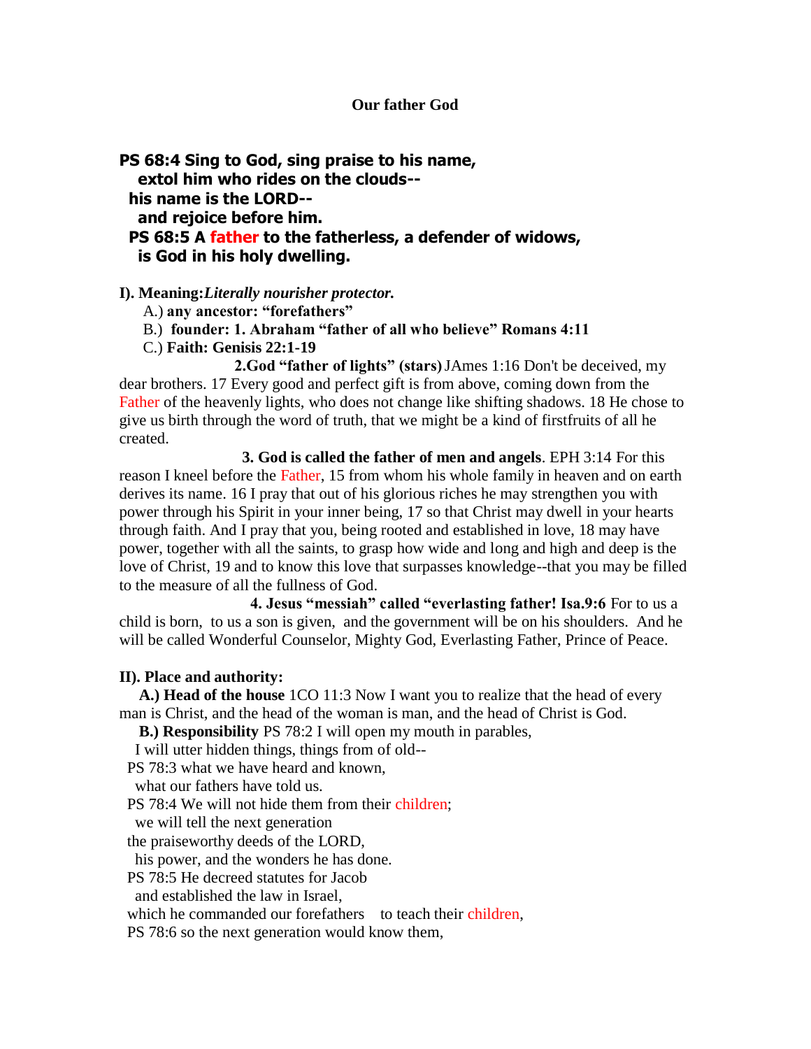# Our father God

**PS 68:4 Sing to God, sing praise to his name,**
**extol him who rides on the clouds--**
**his name is the LORD--**
**and rejoice before him.**
**PS 68:5 A father to the fatherless, a defender of widows,**
**is God in his holy dwelling.**

**I). Meaning:*Literally nourisher protector.***

A.) **any ancestor: "forefathers"**

B.) **founder: 1. Abraham "father of all who believe" Romans 4:11**

C.) **Faith: Genisis 22:1-19**

**2.God "father of lights" (stars)** JAmes 1:16 Don't be deceived, my dear brothers. 17 Every good and perfect gift is from above, coming down from the Father of the heavenly lights, who does not change like shifting shadows. 18 He chose to give us birth through the word of truth, that we might be a kind of firstfruits of all he created.

**3. God is called the father of men and angels**. EPH 3:14 For this reason I kneel before the Father, 15 from whom his whole family in heaven and on earth derives its name. 16 I pray that out of his glorious riches he may strengthen you with power through his Spirit in your inner being, 17 so that Christ may dwell in your hearts through faith. And I pray that you, being rooted and established in love, 18 may have power, together with all the saints, to grasp how wide and long and high and deep is the love of Christ, 19 and to know this love that surpasses knowledge--that you may be filled to the measure of all the fullness of God.

**4. Jesus "messiah" called "everlasting father! Isa.9:6** For to us a child is born, to us a son is given, and the government will be on his shoulders. And he will be called Wonderful Counselor, Mighty God, Everlasting Father, Prince of Peace.

**II). Place and authority:**

**A.) Head of the house** 1CO 11:3 Now I want you to realize that the head of every man is Christ, and the head of the woman is man, and the head of Christ is God.

**B.) Responsibility** PS 78:2 I will open my mouth in parables,
I will utter hidden things, things from of old--
PS 78:3 what we have heard and known,
what our fathers have told us.
PS 78:4 We will not hide them from their children;
we will tell the next generation
the praiseworthy deeds of the LORD,
his power, and the wonders he has done.
PS 78:5 He decreed statutes for Jacob
and established the law in Israel,
which he commanded our forefathers to teach their children,
PS 78:6 so the next generation would know them,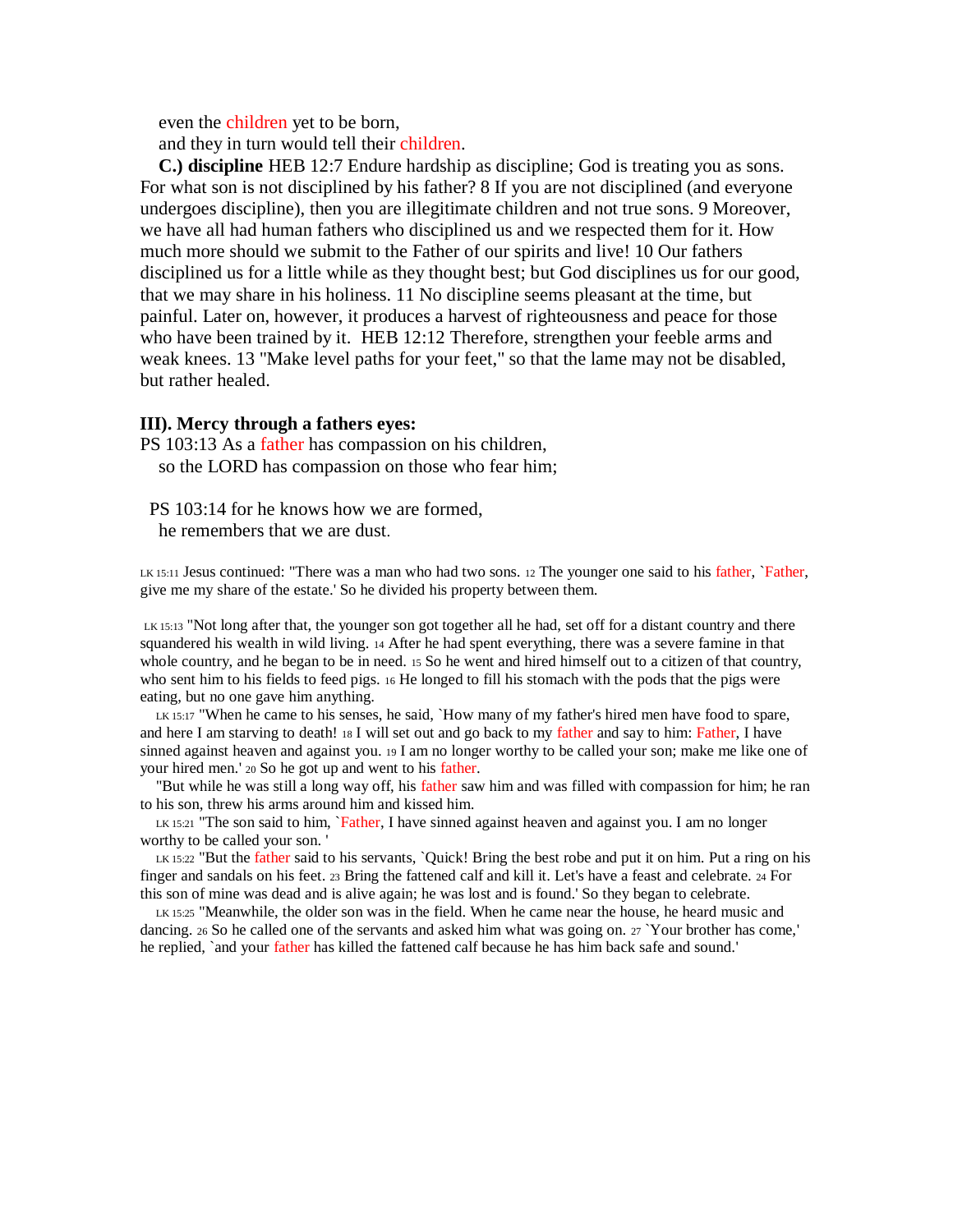even the children yet to be born,
and they in turn would tell their children.

**C.) discipline** HEB 12:7 Endure hardship as discipline; God is treating you as sons. For what son is not disciplined by his father? 8 If you are not disciplined (and everyone undergoes discipline), then you are illegitimate children and not true sons. 9 Moreover, we have all had human fathers who disciplined us and we respected them for it. How much more should we submit to the Father of our spirits and live! 10 Our fathers disciplined us for a little while as they thought best; but God disciplines us for our good, that we may share in his holiness. 11 No discipline seems pleasant at the time, but painful. Later on, however, it produces a harvest of righteousness and peace for those who have been trained by it. HEB 12:12 Therefore, strengthen your feeble arms and weak knees. 13 "Make level paths for your feet," so that the lame may not be disabled, but rather healed.

**III). Mercy through a fathers eyes:**

PS 103:13 As a father has compassion on his children,
so the LORD has compassion on those who fear him;

PS 103:14 for he knows how we are formed,
he remembers that we are dust.

LK 15:11 Jesus continued: "There was a man who had two sons. 12 The younger one said to his father, `Father, give me my share of the estate.' So he divided his property between them.

LK 15:13 "Not long after that, the younger son got together all he had, set off for a distant country and there squandered his wealth in wild living. 14 After he had spent everything, there was a severe famine in that whole country, and he began to be in need. 15 So he went and hired himself out to a citizen of that country, who sent him to his fields to feed pigs. 16 He longed to fill his stomach with the pods that the pigs were eating, but no one gave him anything.

LK 15:17 "When he came to his senses, he said, `How many of my father's hired men have food to spare, and here I am starving to death! 18 I will set out and go back to my father and say to him: Father, I have sinned against heaven and against you. 19 I am no longer worthy to be called your son; make me like one of your hired men.' 20 So he got up and went to his father.

"But while he was still a long way off, his father saw him and was filled with compassion for him; he ran to his son, threw his arms around him and kissed him.

LK 15:21 "The son said to him, `Father, I have sinned against heaven and against you. I am no longer worthy to be called your son. '

LK 15:22 "But the father said to his servants, `Quick! Bring the best robe and put it on him. Put a ring on his finger and sandals on his feet. 23 Bring the fattened calf and kill it. Let's have a feast and celebrate. 24 For this son of mine was dead and is alive again; he was lost and is found.' So they began to celebrate.

LK 15:25 "Meanwhile, the older son was in the field. When he came near the house, he heard music and dancing. 26 So he called one of the servants and asked him what was going on. 27 `Your brother has come,' he replied, `and your father has killed the fattened calf because he has him back safe and sound.'